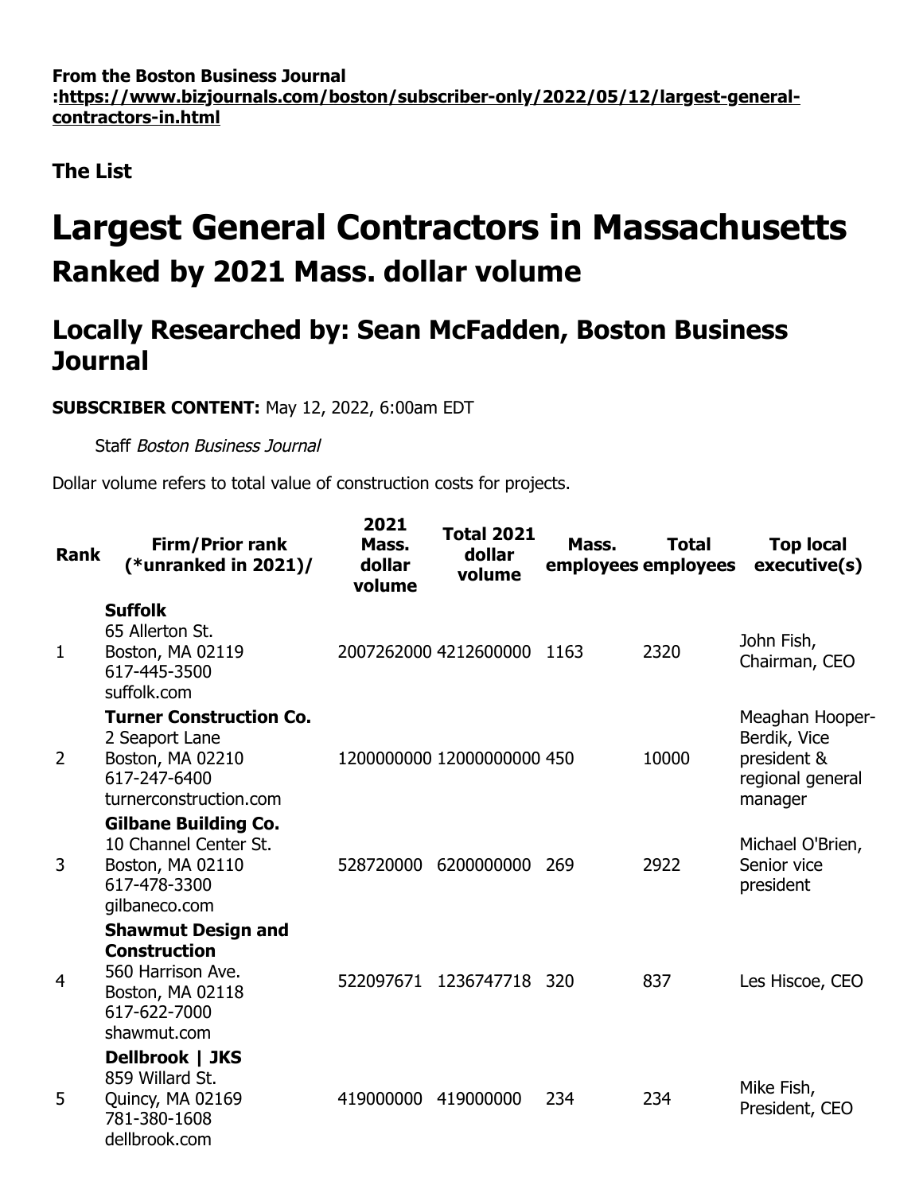**From the Boston Business Journal :https://www.bizjournals.com/boston/subscriber-only/2022/05/12/largest-general-contractors-in.html**

**The List**

# Largest General Contractors in Massachusetts
## Ranked by 2021 Mass. dollar volume

## Locally Researched by: Sean McFadden, Boston Business Journal

**SUBSCRIBER CONTENT:** May 12, 2022, 6:00am EDT

Staff *Boston Business Journal*

Dollar volume refers to total value of construction costs for projects.

| Rank | Firm/Prior rank (*unranked in 2021)/ | 2021 Mass. dollar volume | Total 2021 dollar volume | Mass. employees | Total employees | Top local executive(s) |
|---|---|---|---|---|---|---|
| 1 | **Suffolk** 65 Allerton St. Boston, MA 02119 617-445-3500 suffolk.com | 2007262000 | 4212600000 | 1163 | 2320 | John Fish, Chairman, CEO |
| 2 | **Turner Construction Co.** 2 Seaport Lane Boston, MA 02210 617-247-6400 turnerconstruction.com | 1200000000 | 12000000000 | 450 | 10000 | Meaghan Hooper-Berdik, Vice president & regional general manager |
| 3 | **Gilbane Building Co.** 10 Channel Center St. Boston, MA 02110 617-478-3300 gilbaneco.com | 528720000 | 6200000000 | 269 | 2922 | Michael O'Brien, Senior vice president |
| 4 | **Shawmut Design and Construction** 560 Harrison Ave. Boston, MA 02118 617-622-7000 shawmut.com | 522097671 | 1236747718 | 320 | 837 | Les Hiscoe, CEO |
| 5 | **Dellbrook \| JKS** 859 Willard St. Quincy, MA 02169 781-380-1608 dellbrook.com | 419000000 | 419000000 | 234 | 234 | Mike Fish, President, CEO |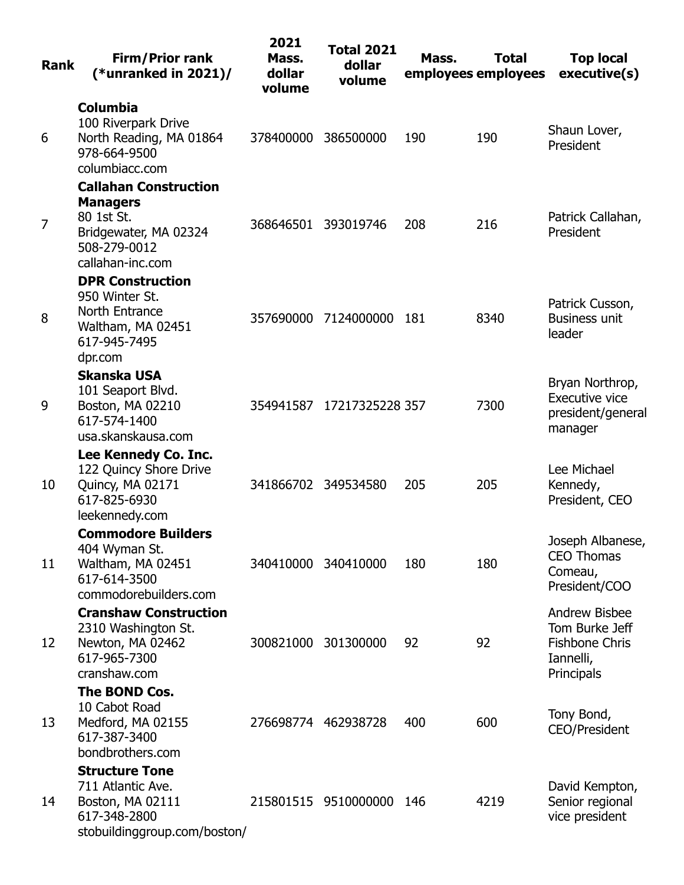| Rank | Firm/Prior rank (*unranked in 2021)/ | 2021 Mass. dollar volume | Total 2021 dollar volume | Mass. employees | Total employees | Top local executive(s) |
| --- | --- | --- | --- | --- | --- | --- |
| 6 | **Columbia** 100 Riverpark Drive North Reading, MA 01864 978-664-9500 columbiacc.com | 378400000 | 386500000 | 190 | 190 | Shaun Lover, President |
| 7 | **Callahan Construction Managers** 80 1st St. Bridgewater, MA 02324 508-279-0012 callahan-inc.com | 368646501 | 393019746 | 208 | 216 | Patrick Callahan, President |
| 8 | **DPR Construction** 950 Winter St. North Entrance Waltham, MA 02451 617-945-7495 dpr.com | 357690000 | 7124000000 | 181 | 8340 | Patrick Cusson, Business unit leader |
| 9 | **Skanska USA** 101 Seaport Blvd. Boston, MA 02210 617-574-1400 usa.skanskausa.com | 354941587 | 17217325228 | 357 | 7300 | Bryan Northrop, Executive vice president/general manager |
| 10 | **Lee Kennedy Co. Inc.** 122 Quincy Shore Drive Quincy, MA 02171 617-825-6930 leekennedy.com | 341866702 | 349534580 | 205 | 205 | Lee Michael Kennedy, President, CEO |
| 11 | **Commodore Builders** 404 Wyman St. Waltham, MA 02451 617-614-3500 commodorebuilders.com | 340410000 | 340410000 | 180 | 180 | Joseph Albanese, CEO Thomas Comeau, President/COO |
| 12 | **Cranshaw Construction** 2310 Washington St. Newton, MA 02462 617-965-7300 cranshaw.com | 300821000 | 301300000 | 92 | 92 | Andrew Bisbee Tom Burke Jeff Fishbone Chris Iannelli, Principals |
| 13 | **The BOND Cos.** 10 Cabot Road Medford, MA 02155 617-387-3400 bondbrothers.com | 276698774 | 462938728 | 400 | 600 | Tony Bond, CEO/President |
| 14 | **Structure Tone** 711 Atlantic Ave. Boston, MA 02111 617-348-2800 stobuildinggroup.com/boston/ | 215801515 | 9510000000 | 146 | 4219 | David Kempton, Senior regional vice president |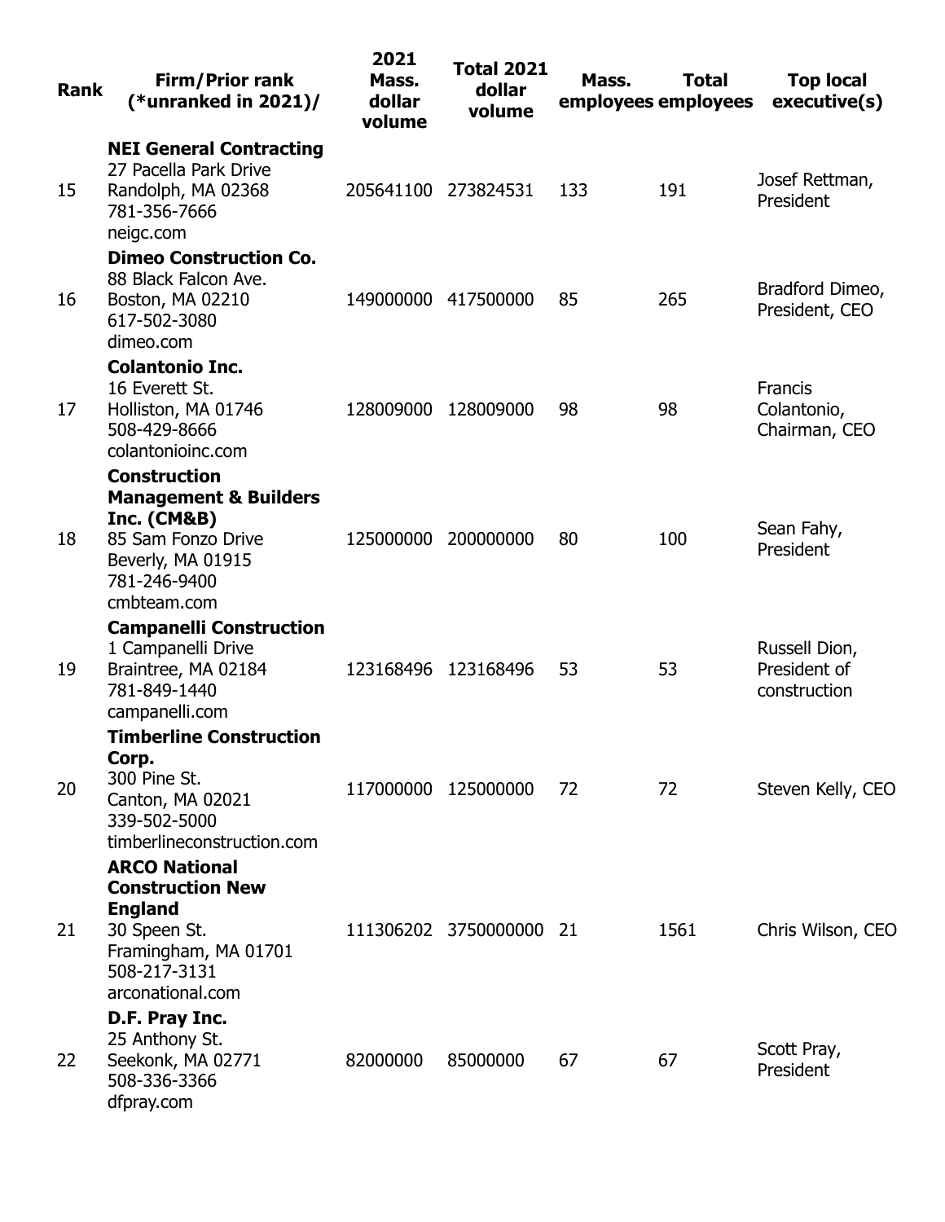| Rank | Firm/Prior rank (*unranked in 2021)/ | 2021 Mass. dollar volume | Total 2021 dollar volume | Mass. employees | Total employees | Top local executive(s) |
|---|---|---|---|---|---|---|
| 15 | **NEI General Contracting** 27 Pacella Park Drive Randolph, MA 02368 781-356-7666 neigc.com | 205641100 | 273824531 | 133 | 191 | Josef Rettman, President |
| 16 | **Dimeo Construction Co.** 88 Black Falcon Ave. Boston, MA 02210 617-502-3080 dimeo.com | 149000000 | 417500000 | 85 | 265 | Bradford Dimeo, President, CEO |
| 17 | **Colantonio Inc.** 16 Everett St. Holliston, MA 01746 508-429-8666 colantonioinc.com | 128009000 | 128009000 | 98 | 98 | Francis Colantonio, Chairman, CEO |
| 18 | **Construction Management & Builders Inc. (CM&B)** 85 Sam Fonzo Drive Beverly, MA 01915 781-246-9400 cmbteam.com | 125000000 | 200000000 | 80 | 100 | Sean Fahy, President |
| 19 | **Campanelli Construction** 1 Campanelli Drive Braintree, MA 02184 781-849-1440 campanelli.com | 123168496 | 123168496 | 53 | 53 | Russell Dion, President of construction |
| 20 | **Timberline Construction Corp.** 300 Pine St. Canton, MA 02021 339-502-5000 timberlineconstruction.com | 117000000 | 125000000 | 72 | 72 | Steven Kelly, CEO |
| 21 | **ARCO National Construction New England** 30 Speen St. Framingham, MA 01701 508-217-3131 arconational.com | 111306202 | 3750000000 | 21 | 1561 | Chris Wilson, CEO |
| 22 | **D.F. Pray Inc.** 25 Anthony St. Seekonk, MA 02771 508-336-3366 dfpray.com | 82000000 | 85000000 | 67 | 67 | Scott Pray, President |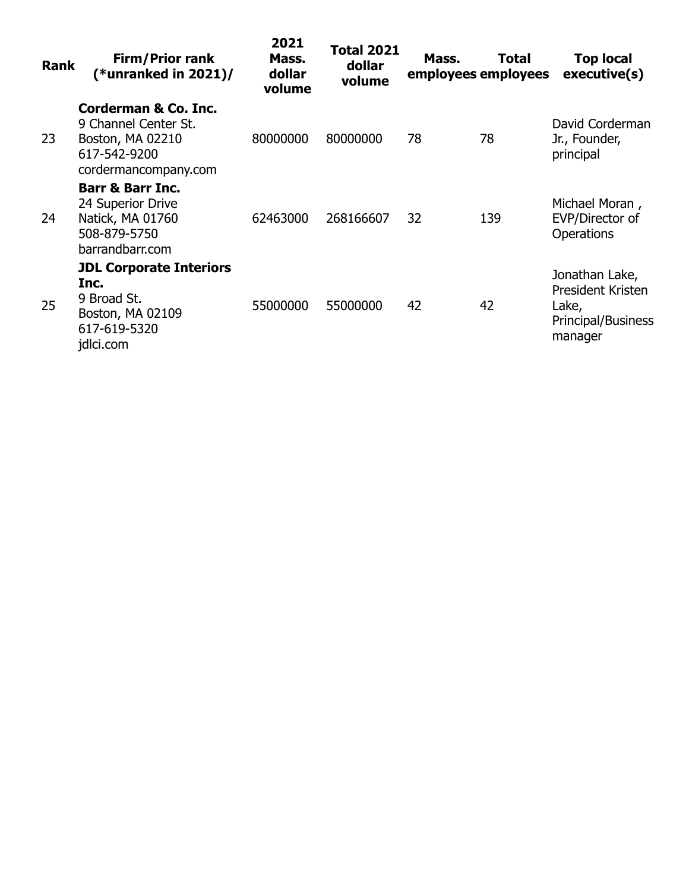| Rank | Firm/Prior rank (*unranked in 2021)/ | 2021 Mass. dollar volume | Total 2021 dollar volume | Mass. employees | Total employees | Top local executive(s) |
|---|---|---|---|---|---|---|
| 23 | **Corderman & Co. Inc.** 9 Channel Center St. Boston, MA 02210 617-542-9200 cordermancompany.com | 80000000 | 80000000 | 78 | 78 | David Corderman Jr., Founder, principal |
| 24 | **Barr & Barr Inc.** 24 Superior Drive Natick, MA 01760 508-879-5750 barrandbarr.com | 62463000 | 268166607 | 32 | 139 | Michael Moran , EVP/Director of Operations |
| 25 | **JDL Corporate Interiors Inc.** 9 Broad St. Boston, MA 02109 617-619-5320 jdlci.com | 55000000 | 55000000 | 42 | 42 | Jonathan Lake, President Kristen Lake, Principal/Business manager |